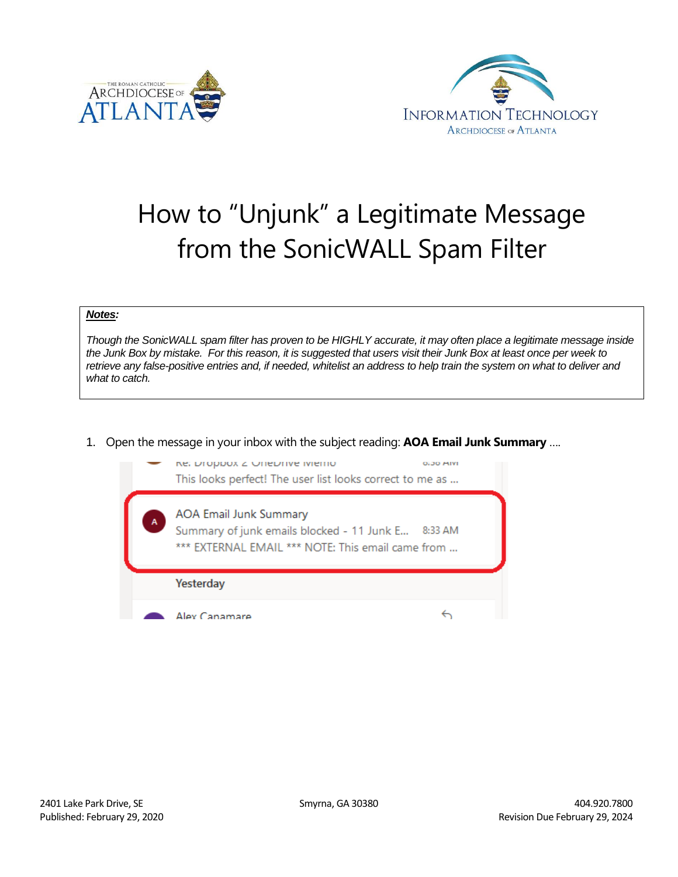# How to "Unjunk" a Legitimate Message from the SonicWALL Spam Filter

***Notes:***

*Though the SonicWALL spam filter has proven to be HIGHLY accurate, it may often place a legitimate message inside the Junk Box by mistake. For this reason, it is suggested that users visit their Junk Box at least once per week to retrieve any false-positive entries and, if needed, whitelist an address to help train the system on what to deliver and what to catch.*

1. Open the message in your inbox with the subject reading: **AOA Email Junk Summary** ….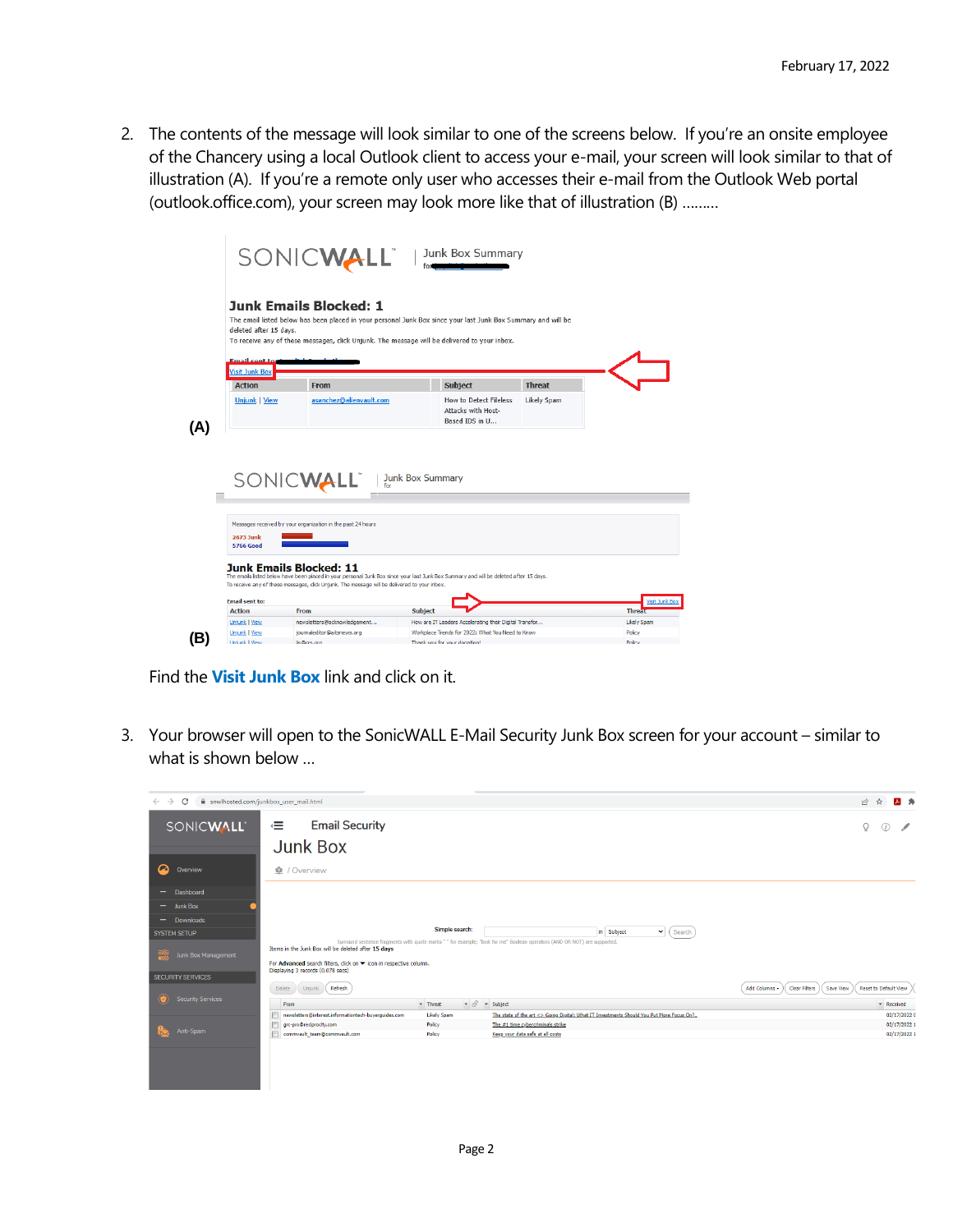February 17, 2022

2. The contents of the message will look similar to one of the screens below. If you're an onsite employee of the Chancery using a local Outlook client to access your e-mail, your screen will look similar to that of illustration (A). If you're a remote only user who accesses their e-mail from the Outlook Web portal (outlook.office.com), your screen may look more like that of illustration (B) ………

(A)

(B)

Find the **Visit Junk Box** link and click on it.

3. Your browser will open to the SonicWALL E-Mail Security Junk Box screen for your account – similar to what is shown below …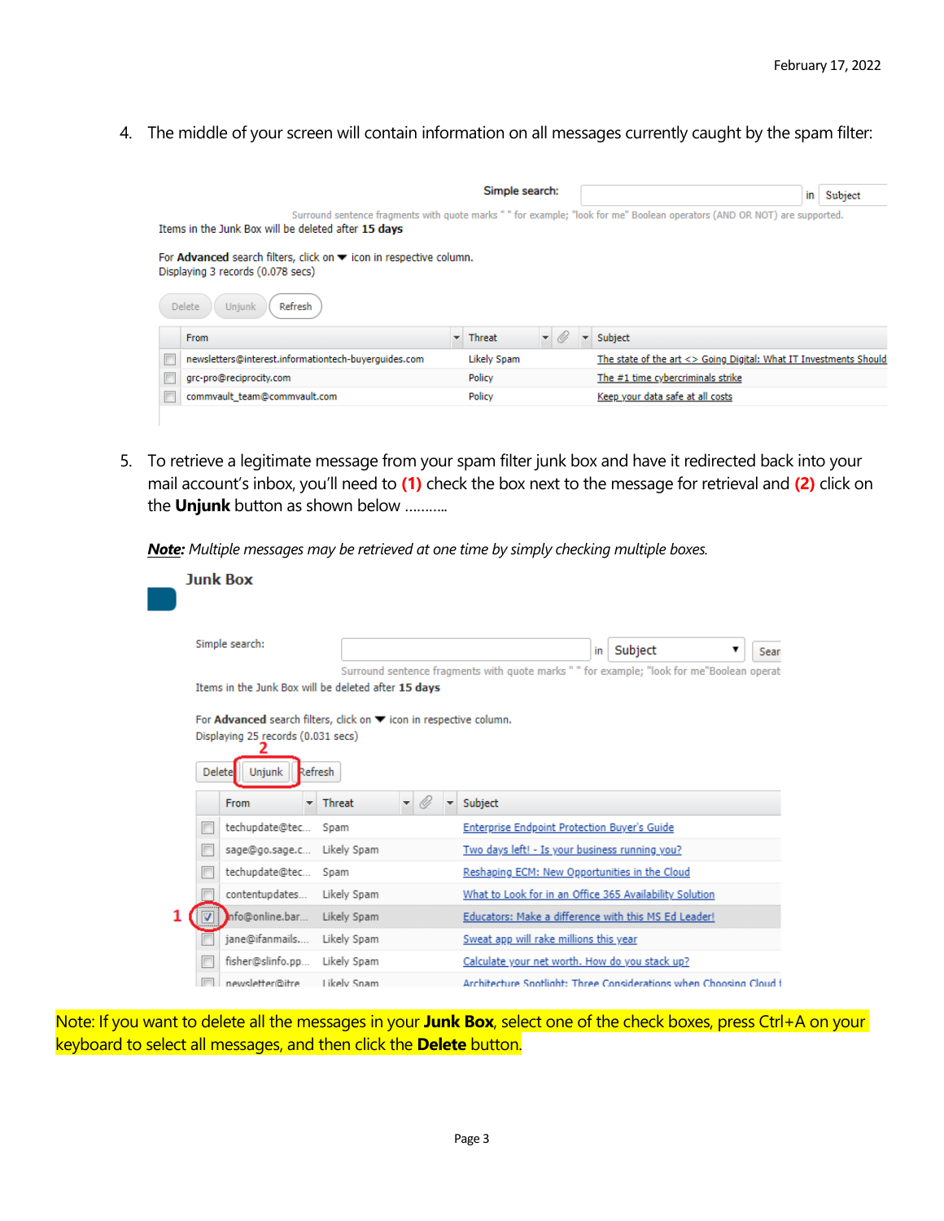4. The middle of your screen will contain information on all messages currently caught by the spam filter:

5. To retrieve a legitimate message from your spam filter junk box and have it redirected back into your mail account's inbox, you'll need to **(1)** check the box next to the message for retrieval and **(2)** click on the **Unjunk** button as shown below ……….

***Note:*** *Multiple messages may be retrieved at one time by simply checking multiple boxes.*

Note: If you want to delete all the messages in your **Junk Box**, select one of the check boxes, press Ctrl+A on your keyboard to select all messages, and then click the **Delete** button.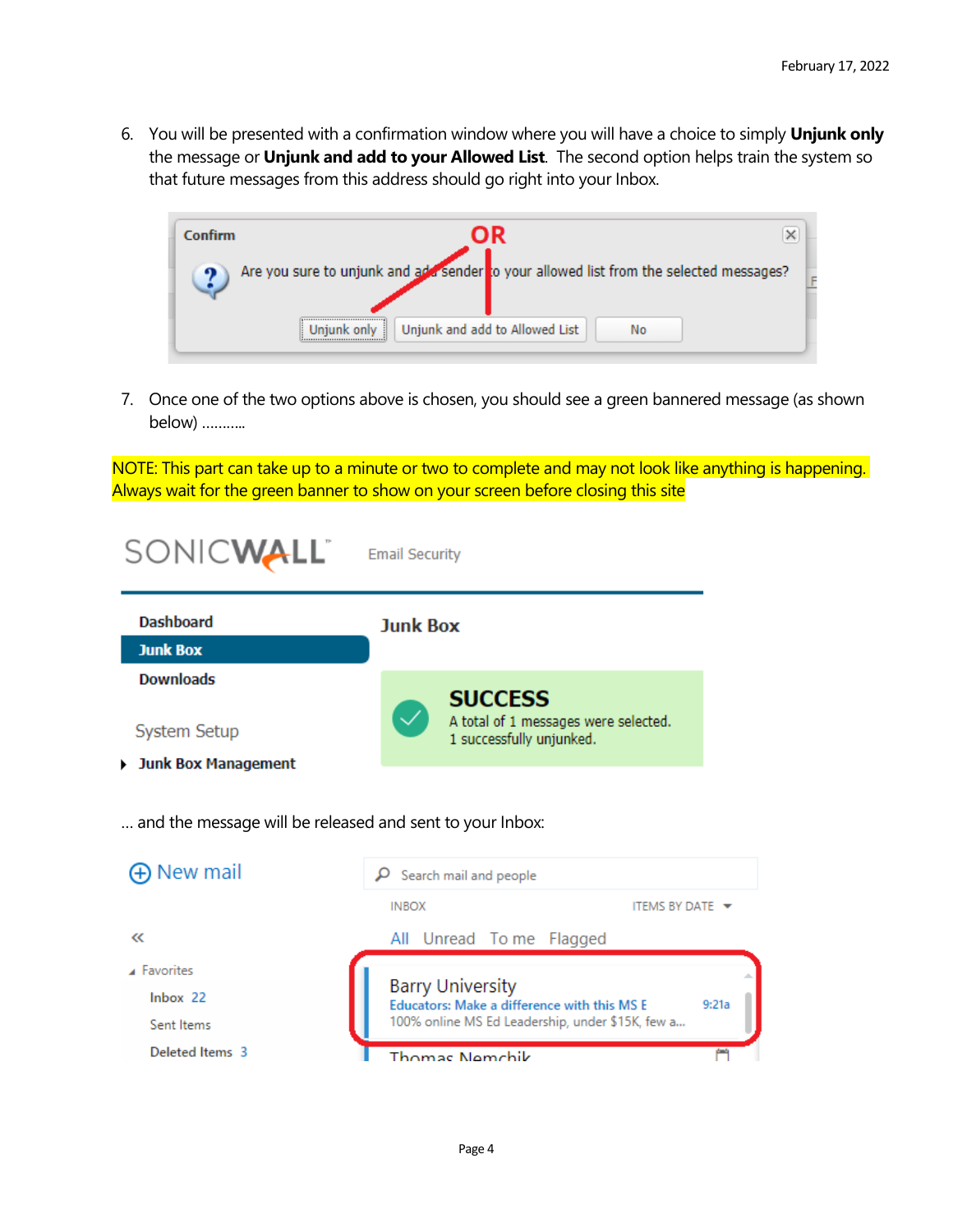6. You will be presented with a confirmation window where you will have a choice to simply **Unjunk only** the message or **Unjunk and add to your Allowed List**. The second option helps train the system so that future messages from this address should go right into your Inbox.

7. Once one of the two options above is chosen, you should see a green bannered message (as shown below) ..........

NOTE: This part can take up to a minute or two to complete and may not look like anything is happening. Always wait for the green banner to show on your screen before closing this site

... and the message will be released and sent to your Inbox: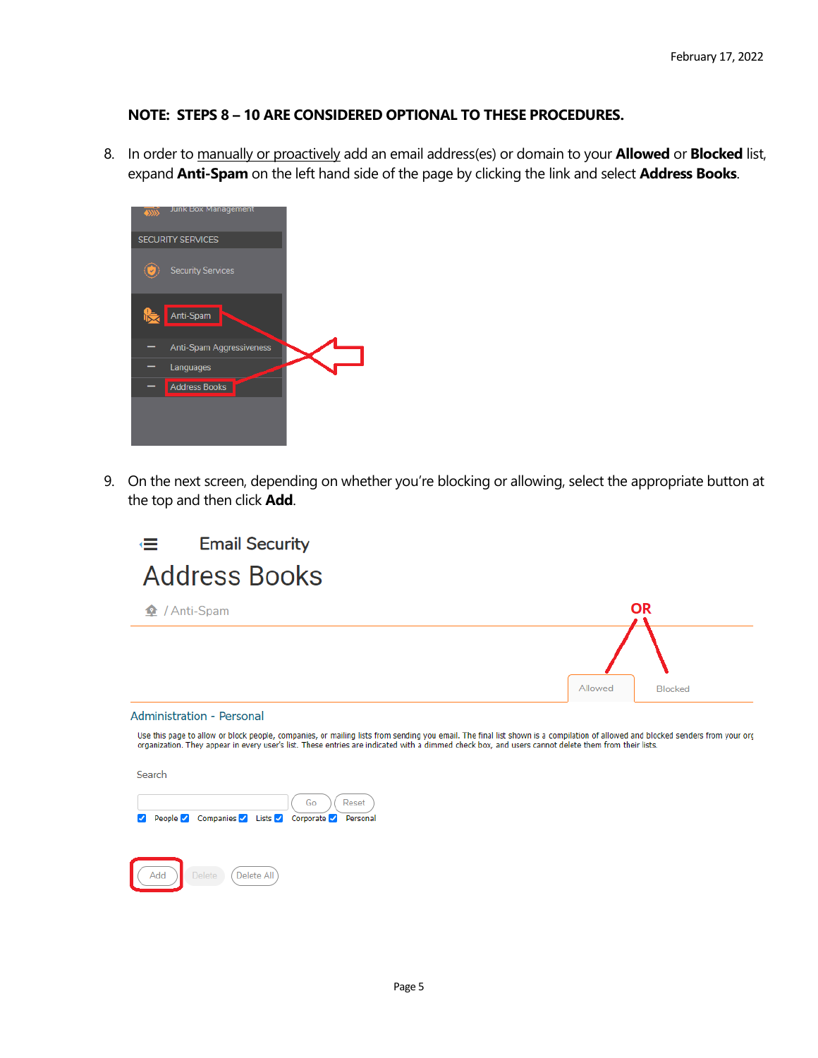**NOTE: STEPS 8 – 10 ARE CONSIDERED OPTIONAL TO THESE PROCEDURES.**

8. In order to manually or proactively add an email address(es) or domain to your **Allowed** or **Blocked** list, expand **Anti-Spam** on the left hand side of the page by clicking the link and select **Address Books**.

9. On the next screen, depending on whether you're blocking or allowing, select the appropriate button at the top and then click **Add**.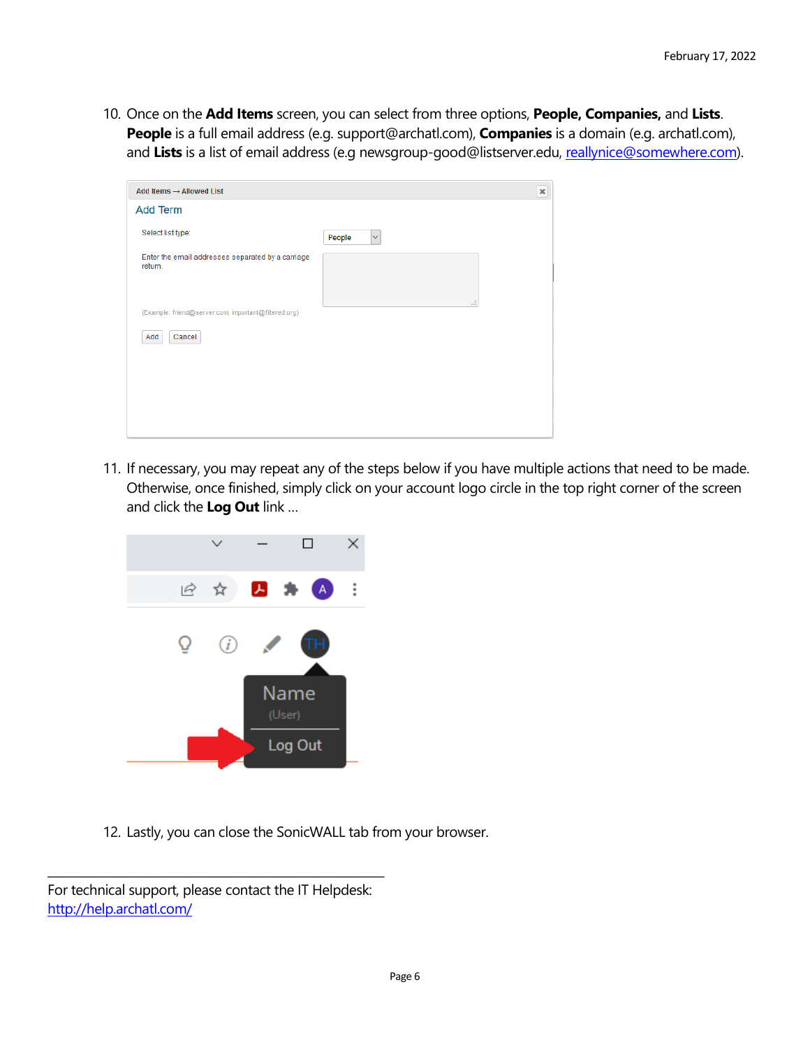10. Once on the **Add Items** screen, you can select from three options, **People, Companies,** and **Lists**. **People** is a full email address (e.g. support@archatl.com), **Companies** is a domain (e.g. archatl.com), and **Lists** is a list of email address (e.g newsgroup-good@listserver.edu, reallynice@somewhere.com).

11. If necessary, you may repeat any of the steps below if you have multiple actions that need to be made. Otherwise, once finished, simply click on your account logo circle in the top right corner of the screen and click the **Log Out** link ...

12. Lastly, you can close the SonicWALL tab from your browser.

---

For technical support, please contact the IT Helpdesk:
http://help.archatl.com/